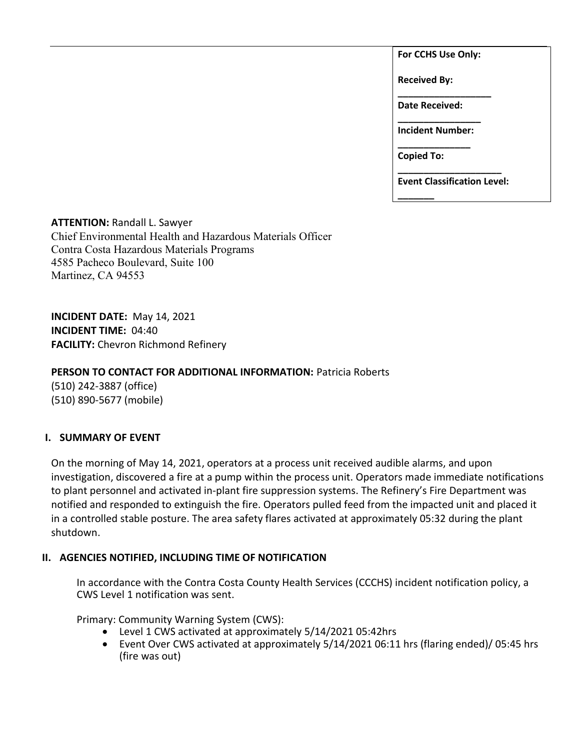**For CCHS Use Only:**

**Received By:** ___________________

**Date Received:** _________________

**Incident Number:** _______________

**Copied To:** _____________________

**Event Classification Level:** ________

**ATTENTION:** Randall L. Sawyer
Chief Environmental Health and Hazardous Materials Officer
Contra Costa Hazardous Materials Programs
4585 Pacheco Boulevard, Suite 100
Martinez, CA 94553

**INCIDENT DATE:** May 14, 2021
**INCIDENT TIME:** 04:40
**FACILITY:** Chevron Richmond Refinery

**PERSON TO CONTACT FOR ADDITIONAL INFORMATION:** Patricia Roberts
(510) 242-3887 (office)
(510) 890-5677 (mobile)

## I. SUMMARY OF EVENT

On the morning of May 14, 2021, operators at a process unit received audible alarms, and upon investigation, discovered a fire at a pump within the process unit. Operators made immediate notifications to plant personnel and activated in-plant fire suppression systems. The Refinery's Fire Department was notified and responded to extinguish the fire. Operators pulled feed from the impacted unit and placed it in a controlled stable posture. The area safety flares activated at approximately 05:32 during the plant shutdown.

## II. AGENCIES NOTIFIED, INCLUDING TIME OF NOTIFICATION

In accordance with the Contra Costa County Health Services (CCCHS) incident notification policy, a CWS Level 1 notification was sent.

Primary: Community Warning System (CWS):

- Level 1 CWS activated at approximately 5/14/2021 05:42hrs
- Event Over CWS activated at approximately 5/14/2021 06:11 hrs (flaring ended)/ 05:45 hrs (fire was out)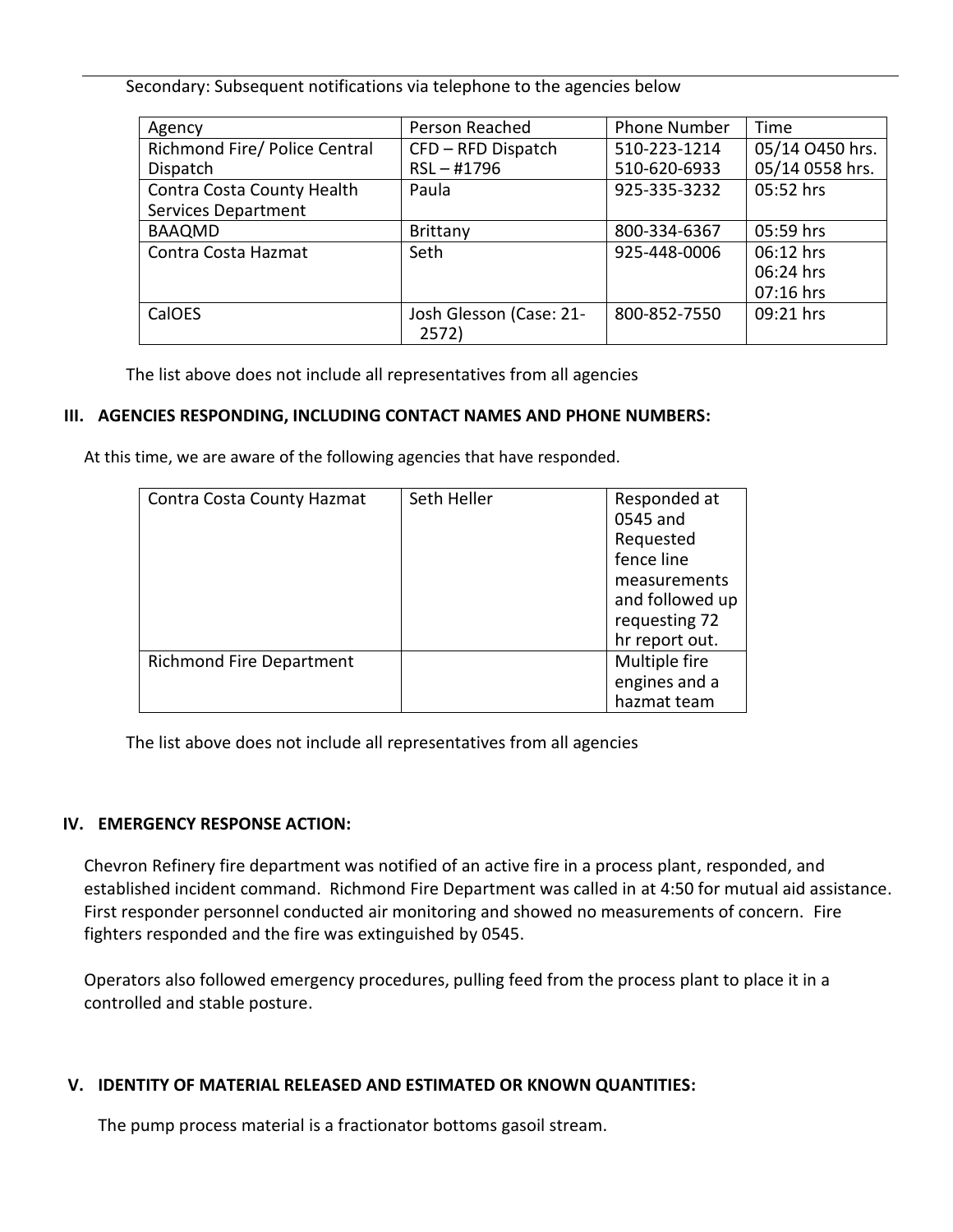Secondary: Subsequent notifications via telephone to the agencies below

| Agency | Person Reached | Phone Number | Time |
|---|---|---|---|
| Richmond Fire/ Police Central Dispatch | CFD – RFD Dispatch<br>RSL – #1796 | 510-223-1214<br>510-620-6933 | 05/14 O450 hrs.<br>05/14 0558 hrs. |
| Contra Costa County Health Services Department | Paula | 925-335-3232 | 05:52 hrs |
| BAAQMD | Brittany | 800-334-6367 | 05:59 hrs |
| Contra Costa Hazmat | Seth | 925-448-0006 | 06:12 hrs<br>06:24 hrs<br>07:16 hrs |
| CalOES | Josh Glesson (Case: 21-2572) | 800-852-7550 | 09:21 hrs |

The list above does not include all representatives from all agencies

## III. AGENCIES RESPONDING, INCLUDING CONTACT NAMES AND PHONE NUMBERS:

At this time, we are aware of the following agencies that have responded.

| | | |
|---|---|---|
| Contra Costa County Hazmat | Seth Heller | Responded at 0545 and Requested fence line measurements and followed up requesting 72 hr report out. |
| Richmond Fire Department | | Multiple fire engines and a hazmat team |

The list above does not include all representatives from all agencies

## IV. EMERGENCY RESPONSE ACTION:

Chevron Refinery fire department was notified of an active fire in a process plant, responded, and established incident command. Richmond Fire Department was called in at 4:50 for mutual aid assistance. First responder personnel conducted air monitoring and showed no measurements of concern. Fire fighters responded and the fire was extinguished by 0545.

Operators also followed emergency procedures, pulling feed from the process plant to place it in a controlled and stable posture.

## V. IDENTITY OF MATERIAL RELEASED AND ESTIMATED OR KNOWN QUANTITIES:

The pump process material is a fractionator bottoms gasoil stream.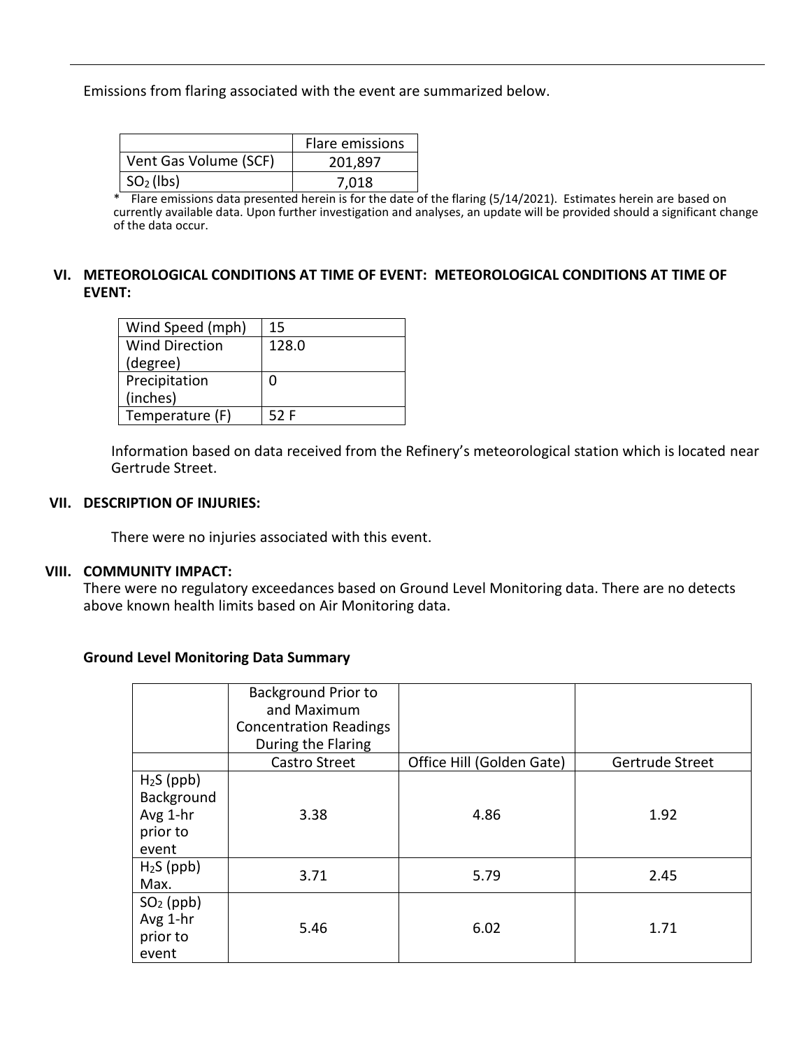Emissions from flaring associated with the event are summarized below.

| | Flare emissions |
|---|---|
| Vent Gas Volume (SCF) | 201,897 |
| $SO_2$ (lbs) | 7,018 |

\* Flare emissions data presented herein is for the date of the flaring (5/14/2021). Estimates herein are based on currently available data. Upon further investigation and analyses, an update will be provided should a significant change of the data occur.

## VI. METEOROLOGICAL CONDITIONS AT TIME OF EVENT: METEOROLOGICAL CONDITIONS AT TIME OF EVENT:

| Wind Speed (mph) | 15 |
|---|---|
| Wind Direction (degree) | 128.0 |
| Precipitation (inches) | 0 |
| Temperature (F) | 52 F |

Information based on data received from the Refinery's meteorological station which is located near Gertrude Street.

## VII. DESCRIPTION OF INJURIES:

There were no injuries associated with this event.

## VIII. COMMUNITY IMPACT:

There were no regulatory exceedances based on Ground Level Monitoring data. There are no detects above known health limits based on Air Monitoring data.

**Ground Level Monitoring Data Summary**

| | Background Prior to and Maximum Concentration Readings During the Flaring | | |
|---|---|---|---|
| | Castro Street | Office Hill (Golden Gate) | Gertrude Street |
| $H_2S$ (ppb) Background Avg 1-hr prior to event | 3.38 | 4.86 | 1.92 |
| $H_2S$ (ppb) Max. | 3.71 | 5.79 | 2.45 |
| $SO_2$ (ppb) Avg 1-hr prior to event | 5.46 | 6.02 | 1.71 |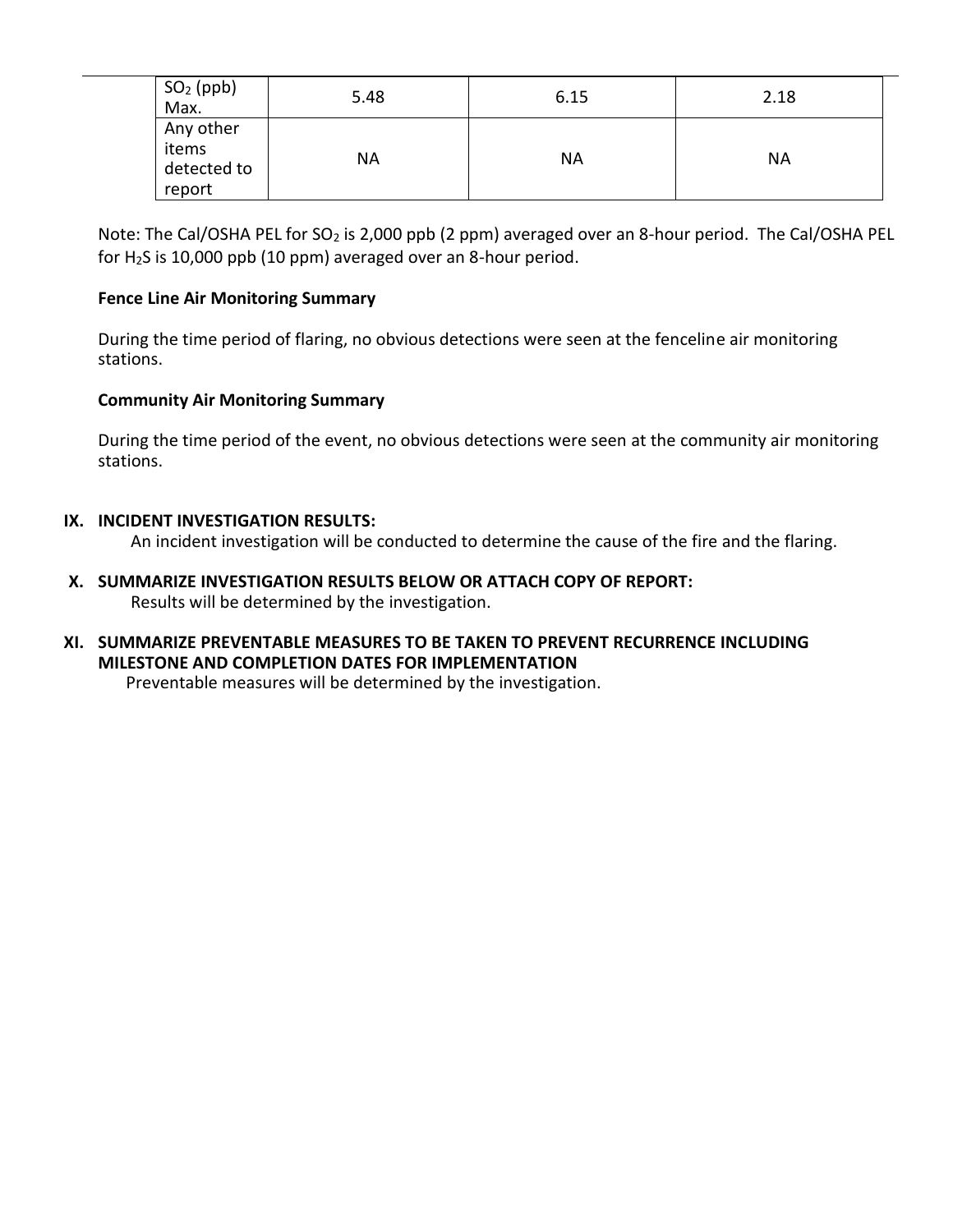| | | | |
|---|---|---|---|
| $SO_2$ (ppb) Max. | 5.48 | 6.15 | 2.18 |
| Any other items detected to report | NA | NA | NA |

Note: The Cal/OSHA PEL for $SO_2$ is 2,000 ppb (2 ppm) averaged over an 8-hour period. The Cal/OSHA PEL for $H_2S$ is 10,000 ppb (10 ppm) averaged over an 8-hour period.

**Fence Line Air Monitoring Summary**

During the time period of flaring, no obvious detections were seen at the fenceline air monitoring stations.

**Community Air Monitoring Summary**

During the time period of the event, no obvious detections were seen at the community air monitoring stations.

**IX. INCIDENT INVESTIGATION RESULTS:**

An incident investigation will be conducted to determine the cause of the fire and the flaring.

**X. SUMMARIZE INVESTIGATION RESULTS BELOW OR ATTACH COPY OF REPORT:**

Results will be determined by the investigation.

**XI. SUMMARIZE PREVENTABLE MEASURES TO BE TAKEN TO PREVENT RECURRENCE INCLUDING MILESTONE AND COMPLETION DATES FOR IMPLEMENTATION**

Preventable measures will be determined by the investigation.